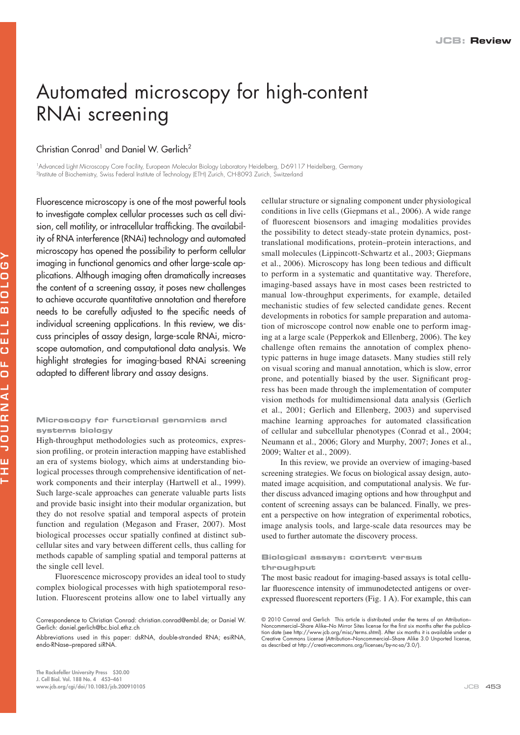# Automated microscopy for high-content RNAi screening

Christian Conrad[1] and Daniel W. Gerlich[2]

[1]Advanced Light Microscopy Core Facility, European Molecular Biology Laboratory Heidelberg, D-69117 Heidelberg, Germany
[2]Institute of Biochemistry, Swiss Federal Institute of Technology (ETH) Zurich, CH-8093 Zurich, Switzerland

Fluorescence microscopy is one of the most powerful tools to investigate complex cellular processes such as cell division, cell motility, or intracellular trafficking. The availability of RNA interference (RNAi) technology and automated microscopy has opened the possibility to perform cellular imaging in functional genomics and other large-scale applications. Although imaging often dramatically increases the content of a screening assay, it poses new challenges to achieve accurate quantitative annotation and therefore needs to be carefully adjusted to the specific needs of individual screening applications. In this review, we discuss principles of assay design, large-scale RNAi, microscope automation, and computational data analysis. We highlight strategies for imaging-based RNAi screening adapted to different library and assay designs.

## Microscopy for functional genomics and systems biology

High-throughput methodologies such as proteomics, expression profiling, or protein interaction mapping have established an era of systems biology, which aims at understanding biological processes through comprehensive identification of network components and their interplay (Hartwell et al., 1999). Such large-scale approaches can generate valuable parts lists and provide basic insight into their modular organization, but they do not resolve spatial and temporal aspects of protein function and regulation (Megason and Fraser, 2007). Most biological processes occur spatially confined at distinct subcellular sites and vary between different cells, thus calling for methods capable of sampling spatial and temporal patterns at the single cell level.

Fluorescence microscopy provides an ideal tool to study complex biological processes with high spatiotemporal resolution. Fluorescent proteins allow one to label virtually any cellular structure or signaling component under physiological conditions in live cells (Giepmans et al., 2006). A wide range of fluorescent biosensors and imaging modalities provides the possibility to detect steady-state protein dynamics, post-translational modifications, protein–protein interactions, and small molecules (Lippincott-Schwartz et al., 2003; Giepmans et al., 2006). Microscopy has long been tedious and difficult to perform in a systematic and quantitative way. Therefore, imaging-based assays have in most cases been restricted to manual low-throughput experiments, for example, detailed mechanistic studies of few selected candidate genes. Recent developments in robotics for sample preparation and automation of microscope control now enable one to perform imaging at a large scale (Pepperkok and Ellenberg, 2006). The key challenge often remains the annotation of complex phenotypic patterns in huge image datasets. Many studies still rely on visual scoring and manual annotation, which is slow, error prone, and potentially biased by the user. Significant progress has been made through the implementation of computer vision methods for multidimensional data analysis (Gerlich et al., 2001; Gerlich and Ellenberg, 2003) and supervised machine learning approaches for automated classification of cellular and subcellular phenotypes (Conrad et al., 2004; Neumann et al., 2006; Glory and Murphy, 2007; Jones et al., 2009; Walter et al., 2009).

In this review, we provide an overview of imaging-based screening strategies. We focus on biological assay design, automated image acquisition, and computational analysis. We further discuss advanced imaging options and how throughput and content of screening assays can be balanced. Finally, we present a perspective on how integration of experimental robotics, image analysis tools, and large-scale data resources may be used to further automate the discovery process.

## Biological assays: content versus throughput

The most basic readout for imaging-based assays is total cellular fluorescence intensity of immunodetected antigens or overexpressed fluorescent reporters (Fig. 1 A). For example, this can

Correspondence to Christian Conrad: christian.conrad@embl.de; or Daniel W. Gerlich: daniel.gerlich@bc.biol.ethz.ch

Abbreviations used in this paper: dsRNA, double-stranded RNA; esiRNA, endo-RNase–prepared siRNA.

© 2010 Conrad and Gerlich This article is distributed under the terms of an Attribution–Noncommercial–Share Alike–No Mirror Sites license for the first six months after the publication date (see http://www.jcb.org/misc/terms.shtml). After six months it is available under a Creative Commons License (Attribution–Noncommercial–Share Alike 3.0 Unported license, as described at http://creativecommons.org/licenses/by-nc-sa/3.0/).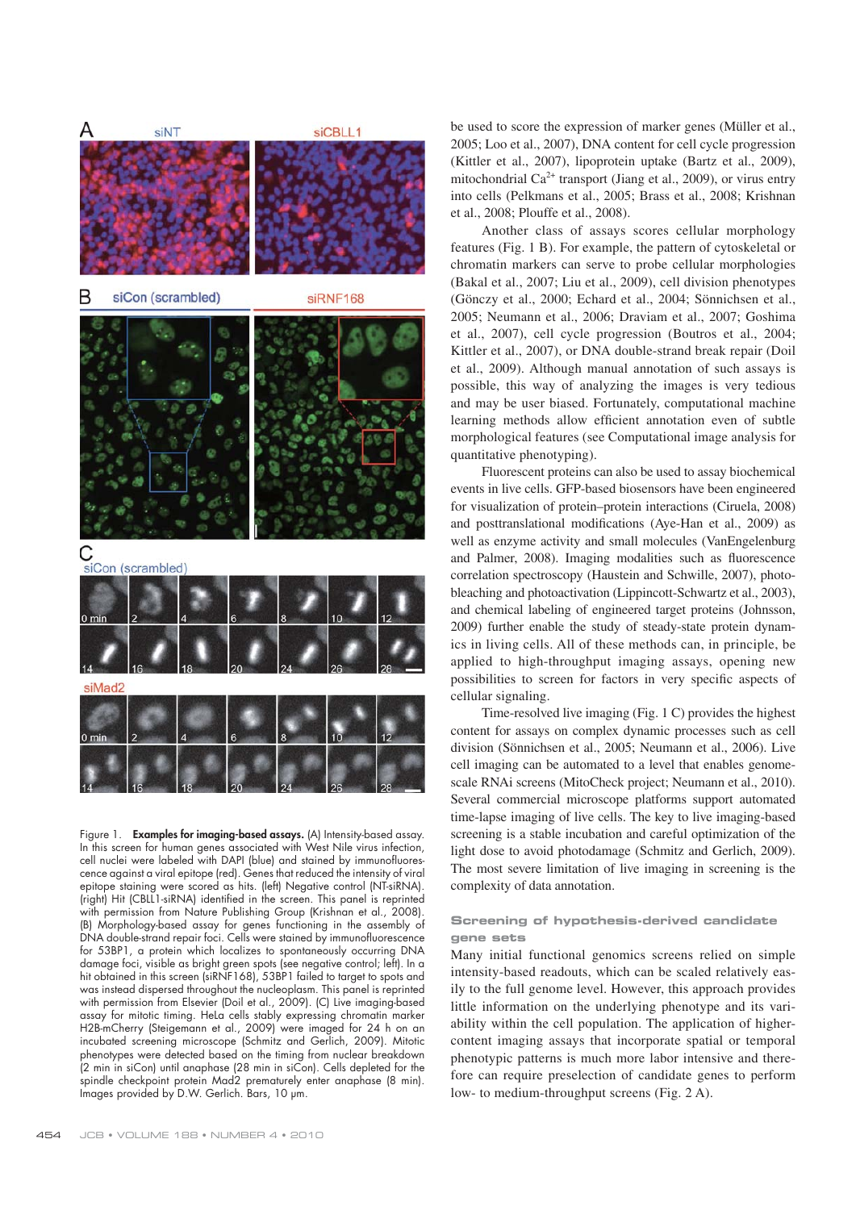Figure 1. **Examples for imaging-based assays.** (A) Intensity-based assay. In this screen for human genes associated with West Nile virus infection, cell nuclei were labeled with DAPI (blue) and stained by immunofluorescence against a viral epitope (red). Genes that reduced the intensity of viral epitope staining were scored as hits. (left) Negative control (NT-siRNA). (right) Hit (CBLL1-siRNA) identified in the screen. This panel is reprinted with permission from Nature Publishing Group (Krishnan et al., 2008). (B) Morphology-based assay for genes functioning in the assembly of DNA double-strand repair foci. Cells were stained by immunofluorescence for 53BP1, a protein which localizes to spontaneously occurring DNA damage foci, visible as bright green spots (see negative control; left). In a hit obtained in this screen (siRNF168), 53BP1 failed to target to spots and was instead dispersed throughout the nucleoplasm. This panel is reprinted with permission from Elsevier (Doil et al., 2009). (C) Live imaging-based assay for mitotic timing. HeLa cells stably expressing chromatin marker H2B-mCherry (Steigemann et al., 2009) were imaged for 24 h on an incubated screening microscope (Schmitz and Gerlich, 2009). Mitotic phenotypes were detected based on the timing from nuclear breakdown (2 min in siCon) until anaphase (28 min in siCon). Cells depleted for the spindle checkpoint protein Mad2 prematurely enter anaphase (8 min). Images provided by D.W. Gerlich. Bars, 10 µm.

be used to score the expression of marker genes (Müller et al., 2005; Loo et al., 2007), DNA content for cell cycle progression (Kittler et al., 2007), lipoprotein uptake (Bartz et al., 2009), mitochondrial $Ca^{2+}$ transport (Jiang et al., 2009), or virus entry into cells (Pelkmans et al., 2005; Brass et al., 2008; Krishnan et al., 2008; Plouffe et al., 2008).

Another class of assays scores cellular morphology features (Fig. 1 B). For example, the pattern of cytoskeletal or chromatin markers can serve to probe cellular morphologies (Bakal et al., 2007; Liu et al., 2009), cell division phenotypes (Gönczy et al., 2000; Echard et al., 2004; Sönnichsen et al., 2005; Neumann et al., 2006; Draviam et al., 2007; Goshima et al., 2007), cell cycle progression (Boutros et al., 2004; Kittler et al., 2007), or DNA double-strand break repair (Doil et al., 2009). Although manual annotation of such assays is possible, this way of analyzing the images is very tedious and may be user biased. Fortunately, computational machine learning methods allow efficient annotation even of subtle morphological features (see Computational image analysis for quantitative phenotyping).

Fluorescent proteins can also be used to assay biochemical events in live cells. GFP-based biosensors have been engineered for visualization of protein–protein interactions (Ciruela, 2008) and posttranslational modifications (Aye-Han et al., 2009) as well as enzyme activity and small molecules (VanEngelenburg and Palmer, 2008). Imaging modalities such as fluorescence correlation spectroscopy (Haustein and Schwille, 2007), photobleaching and photoactivation (Lippincott-Schwartz et al., 2003), and chemical labeling of engineered target proteins (Johnsson, 2009) further enable the study of steady-state protein dynamics in living cells. All of these methods can, in principle, be applied to high-throughput imaging assays, opening new possibilities to screen for factors in very specific aspects of cellular signaling.

Time-resolved live imaging (Fig. 1 C) provides the highest content for assays on complex dynamic processes such as cell division (Sönnichsen et al., 2005; Neumann et al., 2006). Live cell imaging can be automated to a level that enables genome-scale RNAi screens (MitoCheck project; Neumann et al., 2010). Several commercial microscope platforms support automated time-lapse imaging of live cells. The key to live imaging-based screening is a stable incubation and careful optimization of the light dose to avoid photodamage (Schmitz and Gerlich, 2009). The most severe limitation of live imaging in screening is the complexity of data annotation.

## Screening of hypothesis-derived candidate gene sets

Many initial functional genomics screens relied on simple intensity-based readouts, which can be scaled relatively easily to the full genome level. However, this approach provides little information on the underlying phenotype and its variability within the cell population. The application of higher-content imaging assays that incorporate spatial or temporal phenotypic patterns is much more labor intensive and therefore can require preselection of candidate genes to perform low- to medium-throughput screens (Fig. 2 A).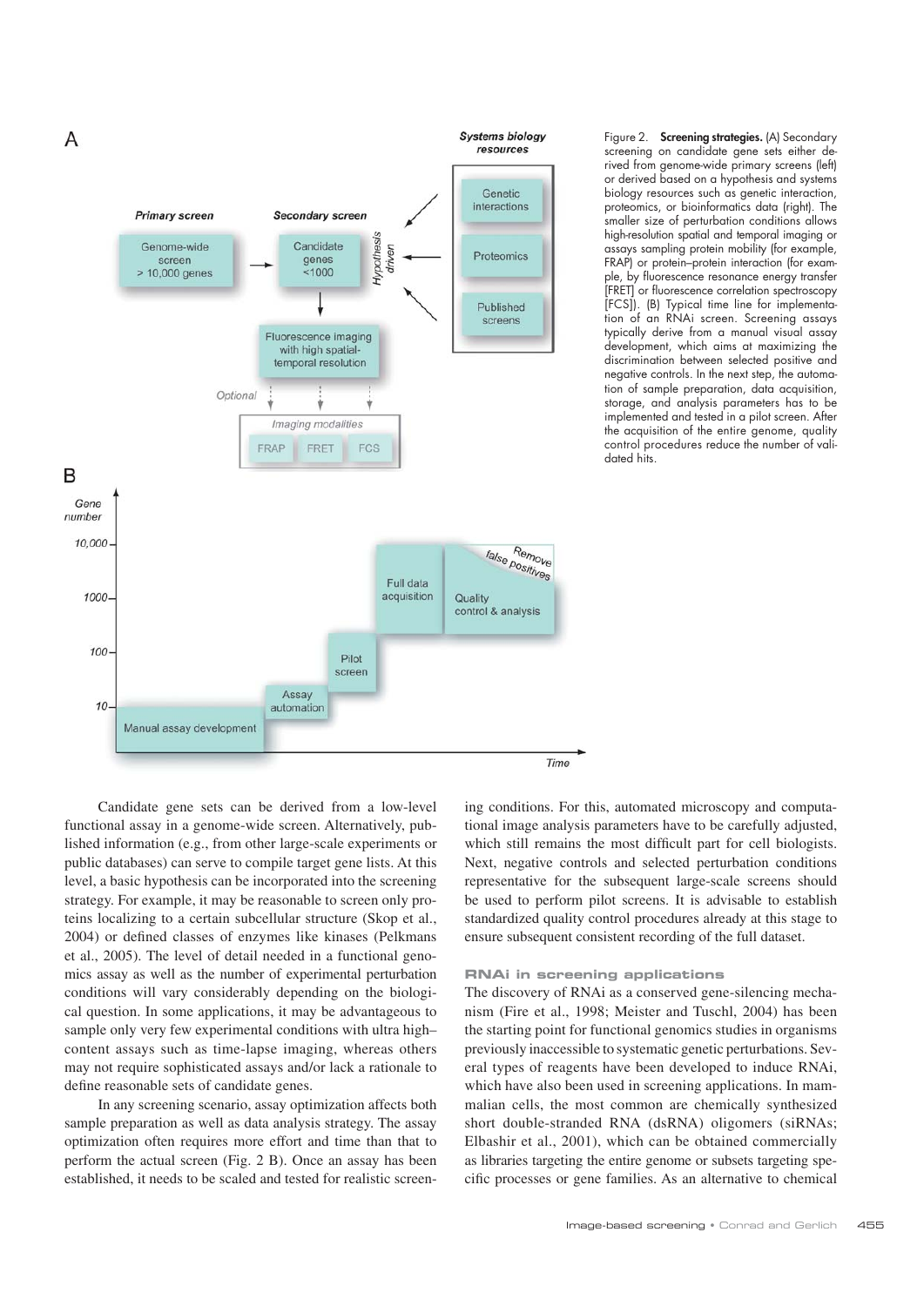A

Systems biology resources

Genetic interactions

Proteomics

Published screens

Primary screen

Genome-wide screen > 10,000 genes

Secondary screen

Candidate genes <1000

Hypothesis driven

Fluorescence imaging with high spatial-temporal resolution

Optional

Imaging modalities

FRAP FRET FCS

B

Gene number

10,000

1000

100

10

Manual assay development

Assay automation

Pilot screen

Full data acquisition

Quality control & analysis

Remove false positives

Time

Figure 2. **Screening strategies.** (A) Secondary screening on candidate gene sets either derived from genome-wide primary screens (left) or derived based on a hypothesis and systems biology resources such as genetic interaction, proteomics, or bioinformatics data (right). The smaller size of perturbation conditions allows high-resolution spatial and temporal imaging or assays sampling protein mobility (for example, FRAP) or protein–protein interaction (for example, by fluorescence resonance energy transfer [FRET] or fluorescence correlation spectroscopy [FCS]). (B) Typical time line for implementation of an RNAi screen. Screening assays typically derive from a manual visual assay development, which aims at maximizing the discrimination between selected positive and negative controls. In the next step, the automation of sample preparation, data acquisition, storage, and analysis parameters has to be implemented and tested in a pilot screen. After the acquisition of the entire genome, quality control procedures reduce the number of validated hits.

Candidate gene sets can be derived from a low-level functional assay in a genome-wide screen. Alternatively, published information (e.g., from other large-scale experiments or public databases) can serve to compile target gene lists. At this level, a basic hypothesis can be incorporated into the screening strategy. For example, it may be reasonable to screen only proteins localizing to a certain subcellular structure (Skop et al., 2004) or defined classes of enzymes like kinases (Pelkmans et al., 2005). The level of detail needed in a functional genomics assay as well as the number of experimental perturbation conditions will vary considerably depending on the biological question. In some applications, it may be advantageous to sample only very few experimental conditions with ultra high–content assays such as time-lapse imaging, whereas others may not require sophisticated assays and/or lack a rationale to define reasonable sets of candidate genes.

In any screening scenario, assay optimization affects both sample preparation as well as data analysis strategy. The assay optimization often requires more effort and time than that to perform the actual screen (Fig. 2 B). Once an assay has been established, it needs to be scaled and tested for realistic screening conditions. For this, automated microscopy and computational image analysis parameters have to be carefully adjusted, which still remains the most difficult part for cell biologists. Next, negative controls and selected perturbation conditions representative for the subsequent large-scale screens should be used to perform pilot screens. It is advisable to establish standardized quality control procedures already at this stage to ensure subsequent consistent recording of the full dataset.

## RNAi in screening applications

The discovery of RNAi as a conserved gene-silencing mechanism (Fire et al., 1998; Meister and Tuschl, 2004) has been the starting point for functional genomics studies in organisms previously inaccessible to systematic genetic perturbations. Several types of reagents have been developed to induce RNAi, which have also been used in screening applications. In mammalian cells, the most common are chemically synthesized short double-stranded RNA (dsRNA) oligomers (siRNAs; Elbashir et al., 2001), which can be obtained commercially as libraries targeting the entire genome or subsets targeting specific processes or gene families. As an alternative to chemical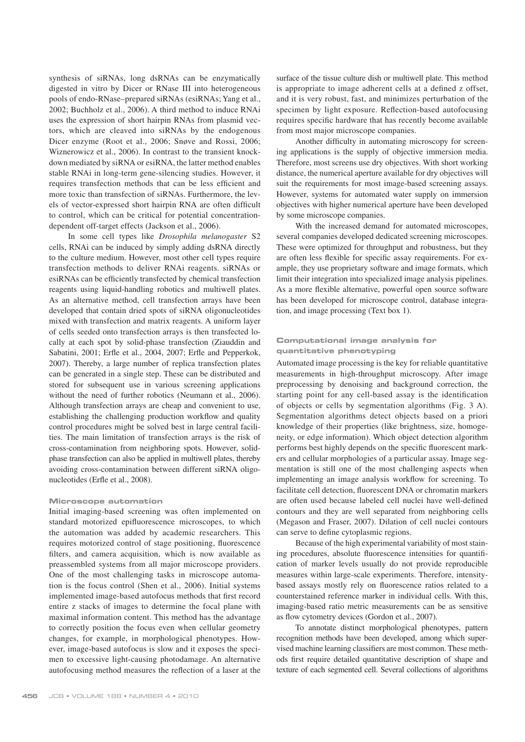synthesis of siRNAs, long dsRNAs can be enzymatically digested in vitro by Dicer or RNase III into heterogeneous pools of endo-RNase–prepared siRNAs (esiRNAs; Yang et al., 2002; Buchholz et al., 2006). A third method to induce RNAi uses the expression of short hairpin RNAs from plasmid vectors, which are cleaved into siRNAs by the endogenous Dicer enzyme (Root et al., 2006; Snøve and Rossi, 2006; Wiznerowicz et al., 2006). In contrast to the transient knockdown mediated by siRNA or esiRNA, the latter method enables stable RNAi in long-term gene-silencing studies. However, it requires transfection methods that can be less efficient and more toxic than transfection of siRNAs. Furthermore, the levels of vector-expressed short hairpin RNA are often difficult to control, which can be critical for potential concentration-dependent off-target effects (Jackson et al., 2006).

In some cell types like *Drosophila melanogaster* S2 cells, RNAi can be induced by simply adding dsRNA directly to the culture medium. However, most other cell types require transfection methods to deliver RNAi reagents. siRNAs or esiRNAs can be efficiently transfected by chemical transfection reagents using liquid-handling robotics and multiwell plates. As an alternative method, cell transfection arrays have been developed that contain dried spots of siRNA oligonucleotides mixed with transfection and matrix reagents. A uniform layer of cells seeded onto transfection arrays is then transfected locally at each spot by solid-phase transfection (Ziauddin and Sabatini, 2001; Erfle et al., 2004, 2007; Erfle and Pepperkok, 2007). Thereby, a large number of replica transfection plates can be generated in a single step. These can be distributed and stored for subsequent use in various screening applications without the need of further robotics (Neumann et al., 2006). Although transfection arrays are cheap and convenient to use, establishing the challenging production workflow and quality control procedures might be solved best in large central facilities. The main limitation of transfection arrays is the risk of cross-contamination from neighboring spots. However, solid-phase transfection can also be applied in multiwell plates, thereby avoiding cross-contamination between different siRNA oligonucleotides (Erfle et al., 2008).

### Microscope automation

Initial imaging-based screening was often implemented on standard motorized epifluorescence microscopes, to which the automation was added by academic researchers. This requires motorized control of stage positioning, fluorescence filters, and camera acquisition, which is now available as preassembled systems from all major microscope providers. One of the most challenging tasks in microscope automation is the focus control (Shen et al., 2006). Initial systems implemented image-based autofocus methods that first record entire z stacks of images to determine the focal plane with maximal information content. This method has the advantage to correctly position the focus even when cellular geometry changes, for example, in morphological phenotypes. However, image-based autofocus is slow and it exposes the specimen to excessive light-causing photodamage. An alternative autofocusing method measures the reflection of a laser at the surface of the tissue culture dish or multiwell plate. This method is appropriate to image adherent cells at a defined z offset, and it is very robust, fast, and minimizes perturbation of the specimen by light exposure. Reflection-based autofocusing requires specific hardware that has recently become available from most major microscope companies.

Another difficulty in automating microscopy for screening applications is the supply of objective immersion media. Therefore, most screens use dry objectives. With short working distance, the numerical aperture available for dry objectives will suit the requirements for most image-based screening assays. However, systems for automated water supply on immersion objectives with higher numerical aperture have been developed by some microscope companies.

With the increased demand for automated microscopes, several companies developed dedicated screening microscopes. These were optimized for throughput and robustness, but they are often less flexible for specific assay requirements. For example, they use proprietary software and image formats, which limit their integration into specialized image analysis pipelines. As a more flexible alternative, powerful open source software has been developed for microscope control, database integration, and image processing (Text box 1).

### Computational image analysis for quantitative phenotyping

Automated image processing is the key for reliable quantitative measurements in high-throughput microscopy. After image preprocessing by denoising and background correction, the starting point for any cell-based assay is the identification of objects or cells by segmentation algorithms (Fig. 3 A). Segmentation algorithms detect objects based on a priori knowledge of their properties (like brightness, size, homogeneity, or edge information). Which object detection algorithm performs best highly depends on the specific fluorescent markers and cellular morphologies of a particular assay. Image segmentation is still one of the most challenging aspects when implementing an image analysis workflow for screening. To facilitate cell detection, fluorescent DNA or chromatin markers are often used because labeled cell nuclei have well-defined contours and they are well separated from neighboring cells (Megason and Fraser, 2007). Dilation of cell nuclei contours can serve to define cytoplasmic regions.

Because of the high experimental variability of most staining procedures, absolute fluorescence intensities for quantification of marker levels usually do not provide reproducible measures within large-scale experiments. Therefore, intensity-based assays mostly rely on fluorescence ratios related to a counterstained reference marker in individual cells. With this, imaging-based ratio metric measurements can be as sensitive as flow cytometry devices (Gordon et al., 2007).

To annotate distinct morphological phenotypes, pattern recognition methods have been developed, among which supervised machine learning classifiers are most common. These methods first require detailed quantitative description of shape and texture of each segmented cell. Several collections of algorithms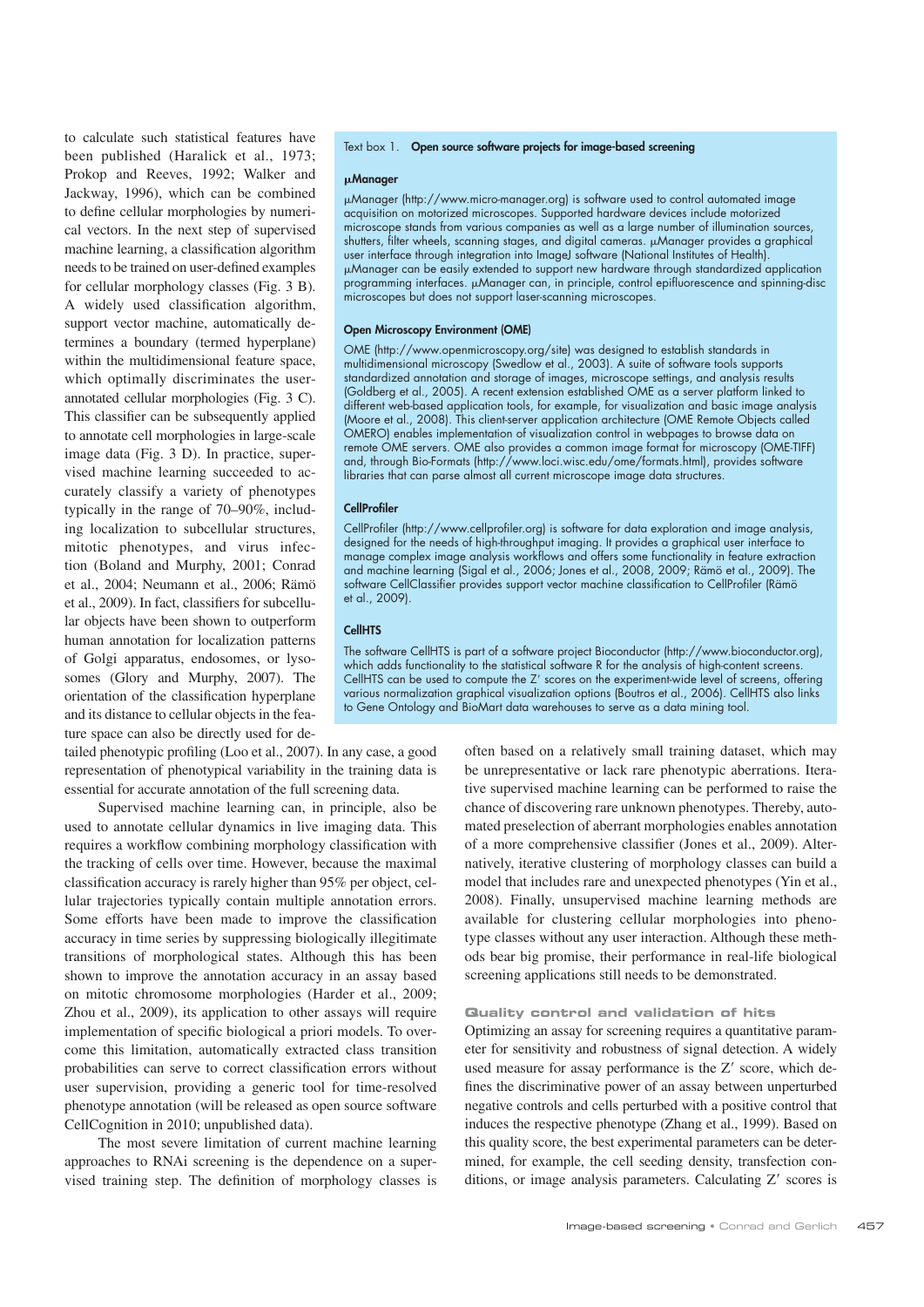to calculate such statistical features have been published (Haralick et al., 1973; Prokop and Reeves, 1992; Walker and Jackway, 1996), which can be combined to define cellular morphologies by numerical vectors. In the next step of supervised machine learning, a classification algorithm needs to be trained on user-defined examples for cellular morphology classes (Fig. 3 B). A widely used classification algorithm, support vector machine, automatically determines a boundary (termed hyperplane) within the multidimensional feature space, which optimally discriminates the user-annotated cellular morphologies (Fig. 3 C). This classifier can be subsequently applied to annotate cell morphologies in large-scale image data (Fig. 3 D). In practice, supervised machine learning succeeded to accurately classify a variety of phenotypes typically in the range of 70–90%, including localization to subcellular structures, mitotic phenotypes, and virus infection (Boland and Murphy, 2001; Conrad et al., 2004; Neumann et al., 2006; Rämö et al., 2009). In fact, classifiers for subcellular objects have been shown to outperform human annotation for localization patterns of Golgi apparatus, endosomes, or lysosomes (Glory and Murphy, 2007). The orientation of the classification hyperplane and its distance to cellular objects in the feature space can also be directly used for detailed phenotypic profiling (Loo et al., 2007). In any case, a good representation of phenotypical variability in the training data is essential for accurate annotation of the full screening data.

Supervised machine learning can, in principle, also be used to annotate cellular dynamics in live imaging data. This requires a workflow combining morphology classification with the tracking of cells over time. However, because the maximal classification accuracy is rarely higher than 95% per object, cellular trajectories typically contain multiple annotation errors. Some efforts have been made to improve the classification accuracy in time series by suppressing biologically illegitimate transitions of morphological states. Although this has been shown to improve the annotation accuracy in an assay based on mitotic chromosome morphologies (Harder et al., 2009; Zhou et al., 2009), its application to other assays will require implementation of specific biological a priori models. To overcome this limitation, automatically extracted class transition probabilities can serve to correct classification errors without user supervision, providing a generic tool for time-resolved phenotype annotation (will be released as open source software CellCognition in 2010; unpublished data).

The most severe limitation of current machine learning approaches to RNAi screening is the dependence on a supervised training step. The definition of morphology classes is often based on a relatively small training dataset, which may be unrepresentative or lack rare phenotypic aberrations. Iterative supervised machine learning can be performed to raise the chance of discovering rare unknown phenotypes. Thereby, automated preselection of aberrant morphologies enables annotation of a more comprehensive classifier (Jones et al., 2009). Alternatively, iterative clustering of morphology classes can build a model that includes rare and unexpected phenotypes (Yin et al., 2008). Finally, unsupervised machine learning methods are available for clustering cellular morphologies into phenotype classes without any user interaction. Although these methods bear big promise, their performance in real-life biological screening applications still needs to be demonstrated.

> Text box 1. **Open source software projects for image-based screening**
>
> **µManager**
>
> µManager (http://www.micro-manager.org) is software used to control automated image acquisition on motorized microscopes. Supported hardware devices include motorized microscope stands from various companies as well as a large number of illumination sources, shutters, filter wheels, scanning stages, and digital cameras. µManager provides a graphical user interface through integration into ImageJ software (National Institutes of Health). µManager can be easily extended to support new hardware through standardized application programming interfaces. µManager can, in principle, control epifluorescence and spinning-disc microscopes but does not support laser-scanning microscopes.
>
> **Open Microscopy Environment (OME)**
>
> OME (http://www.openmicroscopy.org/site) was designed to establish standards in multidimensional microscopy (Swedlow et al., 2003). A suite of software tools supports standardized annotation and storage of images, microscope settings, and analysis results (Goldberg et al., 2005). A recent extension established OME as a server platform linked to different web-based application tools, for example, for visualization and basic image analysis (Moore et al., 2008). This client-server application architecture (OME Remote Objects called OMERO) enables implementation of visualization control in webpages to browse data on remote OME servers. OME also provides a common image format for microscopy (OME-TIFF) and, through Bio-Formats (http://www.loci.wisc.edu/ome/formats.html), provides software libraries that can parse almost all current microscope image data structures.
>
> **CellProfiler**
>
> CellProfiler (http://www.cellprofiler.org) is software for data exploration and image analysis, designed for the needs of high-throughput imaging. It provides a graphical user interface to manage complex image analysis workflows and offers some functionality in feature extraction and machine learning (Sigal et al., 2006; Jones et al., 2008, 2009; Rämö et al., 2009). The software CellClassifier provides support vector machine classification to CellProfiler (Rämö et al., 2009).
>
> **CellHTS**
>
> The software CellHTS is part of a software project Bioconductor (http://www.bioconductor.org), which adds functionality to the statistical software R for the analysis of high-content screens. CellHTS can be used to compute the Z′ scores on the experiment-wide level of screens, offering various normalization graphical visualization options (Boutros et al., 2006). CellHTS also links to Gene Ontology and BioMart data warehouses to serve as a data mining tool.

## Quality control and validation of hits

Optimizing an assay for screening requires a quantitative parameter for sensitivity and robustness of signal detection. A widely used measure for assay performance is the Z′ score, which defines the discriminative power of an assay between unperturbed negative controls and cells perturbed with a positive control that induces the respective phenotype (Zhang et al., 1999). Based on this quality score, the best experimental parameters can be determined, for example, the cell seeding density, transfection conditions, or image analysis parameters. Calculating Z′ scores is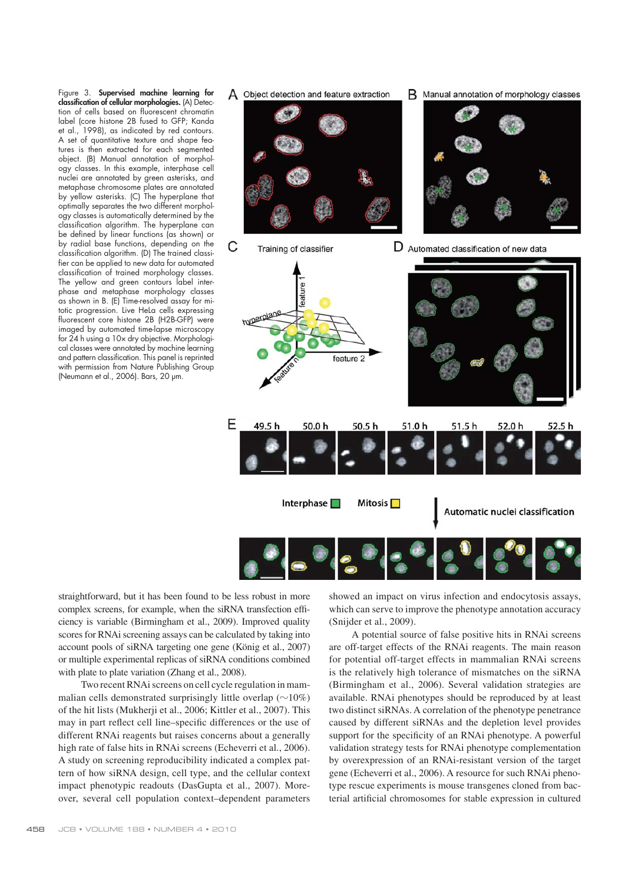Figure 3. **Supervised machine learning for classification of cellular morphologies.** (A) Detection of cells based on fluorescent chromatin label (core histone 2B fused to GFP; Kanda et al., 1998), as indicated by red contours. A set of quantitative texture and shape features is then extracted for each segmented object. (B) Manual annotation of morphology classes. In this example, interphase cell nuclei are annotated by green asterisks, and metaphase chromosome plates are annotated by yellow asterisks. (C) The hyperplane that optimally separates the two different morphology classes is automatically determined by the classification algorithm. The hyperplane can be defined by linear functions (as shown) or by radial base functions, depending on the classification algorithm. (D) The trained classifier can be applied to new data for automated classification of trained morphology classes. The yellow and green contours label interphase and metaphase morphology classes as shown in B. (E) Time-resolved assay for mitotic progression. Live HeLa cells expressing fluorescent core histone 2B (H2B-GFP) were imaged by automated time-lapse microscopy for 24 h using a 10× dry objective. Morphological classes were annotated by machine learning and pattern classification. This panel is reprinted with permission from Nature Publishing Group (Neumann et al., 2006). Bars, 20 µm.

straightforward, but it has been found to be less robust in more complex screens, for example, when the siRNA transfection efficiency is variable (Birmingham et al., 2009). Improved quality scores for RNAi screening assays can be calculated by taking into account pools of siRNA targeting one gene (König et al., 2007) or multiple experimental replicas of siRNA conditions combined with plate to plate variation (Zhang et al., 2008).

Two recent RNAi screens on cell cycle regulation in mammalian cells demonstrated surprisingly little overlap (~10%) of the hit lists (Mukherji et al., 2006; Kittler et al., 2007). This may in part reflect cell line–specific differences or the use of different RNAi reagents but raises concerns about a generally high rate of false hits in RNAi screens (Echeverri et al., 2006). A study on screening reproducibility indicated a complex pattern of how siRNA design, cell type, and the cellular context impact phenotypic readouts (DasGupta et al., 2007). Moreover, several cell population context–dependent parameters showed an impact on virus infection and endocytosis assays, which can serve to improve the phenotype annotation accuracy (Snijder et al., 2009).

A potential source of false positive hits in RNAi screens are off-target effects of the RNAi reagents. The main reason for potential off-target effects in mammalian RNAi screens is the relatively high tolerance of mismatches on the siRNA (Birmingham et al., 2006). Several validation strategies are available. RNAi phenotypes should be reproduced by at least two distinct siRNAs. A correlation of the phenotype penetrance caused by different siRNAs and the depletion level provides support for the specificity of an RNAi phenotype. A powerful validation strategy tests for RNAi phenotype complementation by overexpression of an RNAi-resistant version of the target gene (Echeverri et al., 2006). A resource for such RNAi phenotype rescue experiments is mouse transgenes cloned from bacterial artificial chromosomes for stable expression in cultured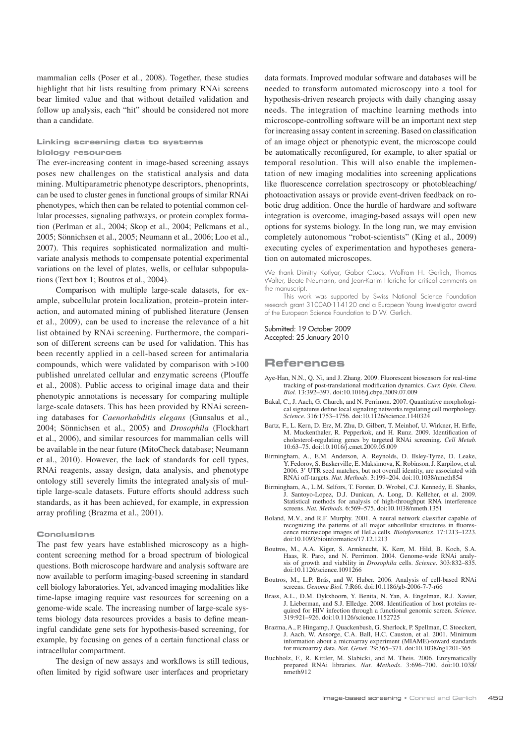mammalian cells (Poser et al., 2008). Together, these studies highlight that hit lists resulting from primary RNAi screens bear limited value and that without detailed validation and follow up analysis, each "hit" should be considered not more than a candidate.

### Linking screening data to systems biology resources

The ever-increasing content in image-based screening assays poses new challenges on the statistical analysis and data mining. Multiparametric phenotype descriptors, phenoprints, can be used to cluster genes in functional groups of similar RNAi phenotypes, which then can be related to potential common cellular processes, signaling pathways, or protein complex formation (Perlman et al., 2004; Skop et al., 2004; Pelkmans et al., 2005; Sönnichsen et al., 2005; Neumann et al., 2006; Loo et al., 2007). This requires sophisticated normalization and multivariate analysis methods to compensate potential experimental variations on the level of plates, wells, or cellular subpopulations (Text box 1; Boutros et al., 2004).

Comparison with multiple large-scale datasets, for example, subcellular protein localization, protein–protein interaction, and automated mining of published literature (Jensen et al., 2009), can be used to increase the relevance of a hit list obtained by RNAi screening. Furthermore, the comparison of different screens can be used for validation. This has been recently applied in a cell-based screen for antimalaria compounds, which were validated by comparison with >100 published unrelated cellular and enzymatic screens (Plouffe et al., 2008). Public access to original image data and their phenotypic annotations is necessary for comparing multiple large-scale datasets. This has been provided by RNAi screening databases for *Caenorhabditis elegans* (Gunsalus et al., 2004; Sönnichsen et al., 2005) and *Drosophila* (Flockhart et al., 2006), and similar resources for mammalian cells will be available in the near future (MitoCheck database; Neumann et al., 2010). However, the lack of standards for cell types, RNAi reagents, assay design, data analysis, and phenotype ontology still severely limits the integrated analysis of multiple large-scale datasets. Future efforts should address such standards, as it has been achieved, for example, in expression array profiling (Brazma et al., 2001).

### Conclusions

The past few years have established microscopy as a high-content screening method for a broad spectrum of biological questions. Both microscope hardware and analysis software are now available to perform imaging-based screening in standard cell biology laboratories. Yet, advanced imaging modalities like time-lapse imaging require vast resources for screening on a genome-wide scale. The increasing number of large-scale systems biology data resources provides a basis to define meaningful candidate gene sets for hypothesis-based screening, for example, by focusing on genes of a certain functional class or intracellular compartment.

The design of new assays and workflows is still tedious, often limited by rigid software user interfaces and proprietary data formats. Improved modular software and databases will be needed to transform automated microscopy into a tool for hypothesis-driven research projects with daily changing assay needs. The integration of machine learning methods into microscope-controlling software will be an important next step for increasing assay content in screening. Based on classification of an image object or phenotypic event, the microscope could be automatically reconfigured, for example, to alter spatial or temporal resolution. This will also enable the implementation of new imaging modalities into screening applications like fluorescence correlation spectroscopy or photobleaching/photoactivation assays or provide event-driven feedback on robotic drug addition. Once the hurdle of hardware and software integration is overcome, imaging-based assays will open new options for systems biology. In the long run, we may envision completely autonomous "robot-scientists" (King et al., 2009) executing cycles of experimentation and hypotheses generation on automated microscopes.

We thank Dimitry Kotlyar, Gabor Csucs, Wolfram H. Gerlich, Thomas Walter, Beate Neumann, and Jean-Karim Heriche for critical comments on the manuscript.

This work was supported by Swiss National Science Foundation research grant 3100A0-114120 and a European Young Investigator award of the European Science Foundation to D.W. Gerlich.

Submitted: 19 October 2009
Accepted: 25 January 2010

## References

Aye-Han, N.N., Q. Ni, and J. Zhang. 2009. Fluorescent biosensors for real-time tracking of post-translational modification dynamics. *Curr. Opin. Chem. Biol.* 13:392–397. doi:10.1016/j.cbpa.2009.07.009

Bakal, C., J. Aach, G. Church, and N. Perrimon. 2007. Quantitative morphological signatures define local signaling networks regulating cell morphology. *Science*. 316:1753–1756. doi:10.1126/science.1140324

Bartz, F., L. Kern, D. Erz, M. Zhu, D. Gilbert, T. Meinhof, U. Wirkner, H. Erfle, M. Muckenthaler, R. Pepperkok, and H. Runz. 2009. Identification of cholesterol-regulating genes by targeted RNAi screening. *Cell Metab.* 10:63–75. doi:10.1016/j.cmet.2009.05.009

Birmingham, A., E.M. Anderson, A. Reynolds, D. Ilsley-Tyree, D. Leake, Y. Fedorov, S. Baskerville, E. Maksimova, K. Robinson, J. Karpilow, et al. 2006. 3′ UTR seed matches, but not overall identity, are associated with RNAi off-targets. *Nat. Methods*. 3:199–204. doi:10.1038/nmeth854

Birmingham, A., L.M. Selfors, T. Forster, D. Wrobel, C.J. Kennedy, E. Shanks, J. Santoyo-Lopez, D.J. Dunican, A. Long, D. Kelleher, et al. 2009. Statistical methods for analysis of high-throughput RNA interference screens. *Nat. Methods*. 6:569–575. doi:10.1038/nmeth.1351

Boland, M.V., and R.F. Murphy. 2001. A neural network classifier capable of recognizing the patterns of all major subcellular structures in fluorescence microscope images of HeLa cells. *Bioinformatics*. 17:1213–1223. doi:10.1093/bioinformatics/17.12.1213

Boutros, M., A.A. Kiger, S. Armknecht, K. Kerr, M. Hild, B. Koch, S.A. Haas, R. Paro, and N. Perrimon. 2004. Genome-wide RNAi analysis of growth and viability in *Drosophila* cells. *Science*. 303:832–835. doi:10.1126/science.1091266

Boutros, M., L.P. Brás, and W. Huber. 2006. Analysis of cell-based RNAi screens. *Genome Biol.* 7:R66. doi:10.1186/gb-2006-7-7-r66

Brass, A.L., D.M. Dykxhoorn, Y. Benita, N. Yan, A. Engelman, R.J. Xavier, J. Lieberman, and S.J. Elledge. 2008. Identification of host proteins required for HIV infection through a functional genomic screen. *Science*. 319:921–926. doi:10.1126/science.1152725

Brazma, A., P. Hingamp, J. Quackenbush, G. Sherlock, P. Spellman, C. Stoeckert, J. Aach, W. Ansorge, C.A. Ball, H.C. Causton, et al. 2001. Minimum information about a microarray experiment (MIAME)-toward standards for microarray data. *Nat. Genet.* 29:365–371. doi:10.1038/ng1201-365

Buchholz, F., R. Kittler, M. Slabicki, and M. Theis. 2006. Enzymatically prepared RNAi libraries. *Nat. Methods*. 3:696–700. doi:10.1038/nmeth912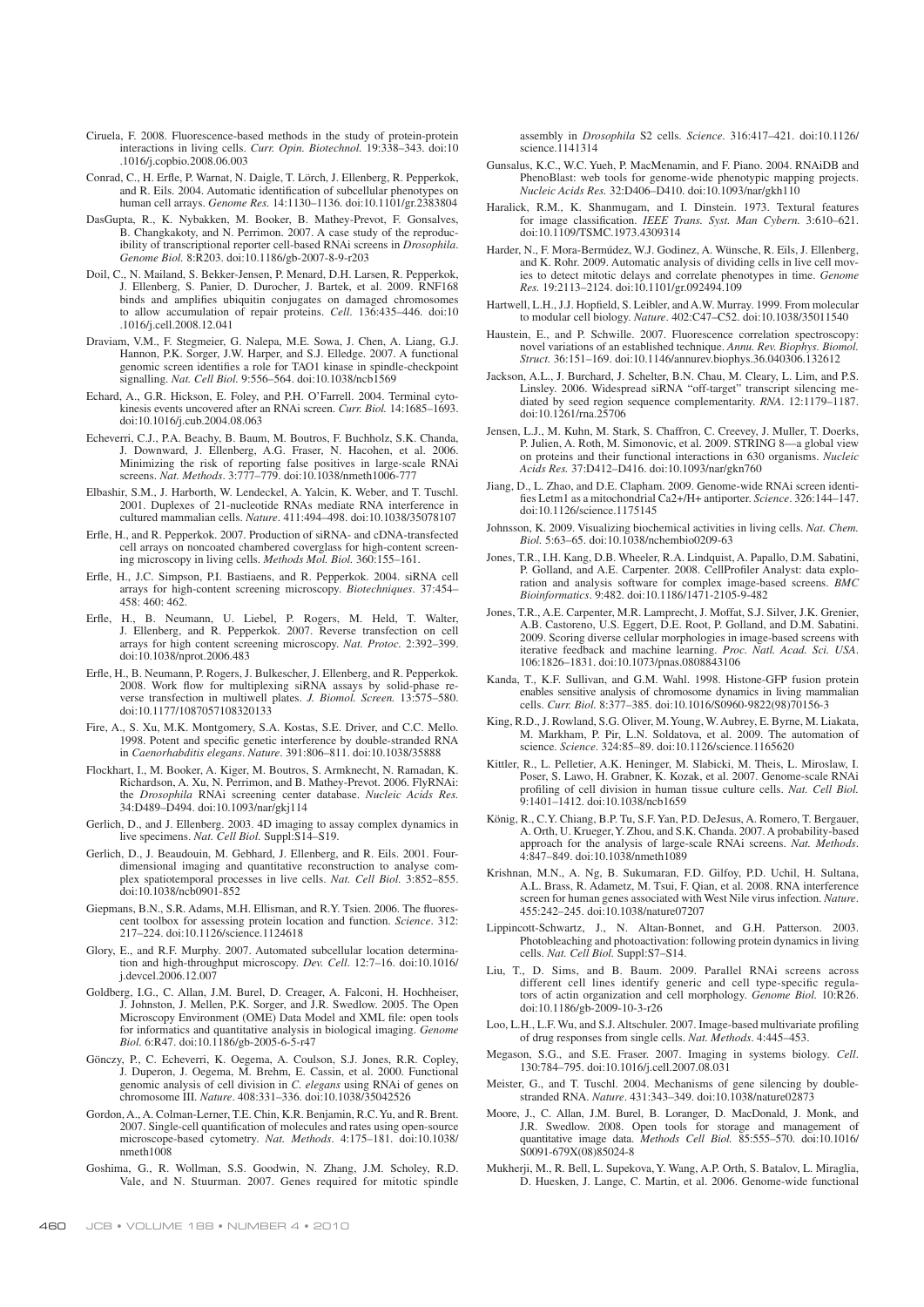Ciruela, F. 2008. Fluorescence-based methods in the study of protein-protein interactions in living cells. *Curr. Opin. Biotechnol.* 19:338–343. doi:10.1016/j.copbio.2008.06.003

Conrad, C., H. Erfle, P. Warnat, N. Daigle, T. Lörch, J. Ellenberg, R. Pepperkok, and R. Eils. 2004. Automatic identification of subcellular phenotypes on human cell arrays. *Genome Res.* 14:1130–1136. doi:10.1101/gr.2383804

DasGupta, R., K. Nybakken, M. Booker, B. Mathey-Prevot, F. Gonsalves, B. Changkakoty, and N. Perrimon. 2007. A case study of the reproducibility of transcriptional reporter cell-based RNAi screens in *Drosophila*. *Genome Biol.* 8:R203. doi:10.1186/gb-2007-8-9-r203

Doil, C., N. Mailand, S. Bekker-Jensen, P. Menard, D.H. Larsen, R. Pepperkok, J. Ellenberg, S. Panier, D. Durocher, J. Bartek, et al. 2009. RNF168 binds and amplifies ubiquitin conjugates on damaged chromosomes to allow accumulation of repair proteins. *Cell*. 136:435–446. doi:10.1016/j.cell.2008.12.041

Draviam, V.M., F. Stegmeier, G. Nalepa, M.E. Sowa, J. Chen, A. Liang, G.J. Hannon, P.K. Sorger, J.W. Harper, and S.J. Elledge. 2007. A functional genomic screen identifies a role for TAO1 kinase in spindle-checkpoint signalling. *Nat. Cell Biol.* 9:556–564. doi:10.1038/ncb1569

Echard, A., G.R. Hickson, E. Foley, and P.H. O'Farrell. 2004. Terminal cytokinesis events uncovered after an RNAi screen. *Curr. Biol.* 14:1685–1693. doi:10.1016/j.cub.2004.08.063

Echeverri, C.J., P.A. Beachy, B. Baum, M. Boutros, F. Buchholz, S.K. Chanda, J. Downward, J. Ellenberg, A.G. Fraser, N. Hacohen, et al. 2006. Minimizing the risk of reporting false positives in large-scale RNAi screens. *Nat. Methods*. 3:777–779. doi:10.1038/nmeth1006-777

Elbashir, S.M., J. Harborth, W. Lendeckel, A. Yalcin, K. Weber, and T. Tuschl. 2001. Duplexes of 21-nucleotide RNAs mediate RNA interference in cultured mammalian cells. *Nature*. 411:494–498. doi:10.1038/35078107

Erfle, H., and R. Pepperkok. 2007. Production of siRNA- and cDNA-transfected cell arrays on noncoated chambered coverglass for high-content screening microscopy in living cells. *Methods Mol. Biol.* 360:155–161.

Erfle, H., J.C. Simpson, P.I. Bastiaens, and R. Pepperkok. 2004. siRNA cell arrays for high-content screening microscopy. *Biotechniques*. 37:454–458: 460: 462.

Erfle, H., B. Neumann, U. Liebel, P. Rogers, M. Held, T. Walter, J. Ellenberg, and R. Pepperkok. 2007. Reverse transfection on cell arrays for high content screening microscopy. *Nat. Protoc.* 2:392–399. doi:10.1038/nprot.2006.483

Erfle, H., B. Neumann, P. Rogers, J. Bulkescher, J. Ellenberg, and R. Pepperkok. 2008. Work flow for multiplexing siRNA assays by solid-phase reverse transfection in multiwell plates. *J. Biomol. Screen.* 13:575–580. doi:10.1177/1087057108320133

Fire, A., S. Xu, M.K. Montgomery, S.A. Kostas, S.E. Driver, and C.C. Mello. 1998. Potent and specific genetic interference by double-stranded RNA in *Caenorhabditis elegans*. *Nature*. 391:806–811. doi:10.1038/35888

Flockhart, I., M. Booker, A. Kiger, M. Boutros, S. Armknecht, N. Ramadan, K. Richardson, A. Xu, N. Perrimon, and B. Mathey-Prevot. 2006. FlyRNAi: the *Drosophila* RNAi screening center database. *Nucleic Acids Res.* 34:D489–D494. doi:10.1093/nar/gkj114

Gerlich, D., and J. Ellenberg. 2003. 4D imaging to assay complex dynamics in live specimens. *Nat. Cell Biol.* Suppl:S14–S19.

Gerlich, D., J. Beaudouin, M. Gebhard, J. Ellenberg, and R. Eils. 2001. Four-dimensional imaging and quantitative reconstruction to analyse complex spatiotemporal processes in live cells. *Nat. Cell Biol.* 3:852–855. doi:10.1038/ncb0901-852

Giepmans, B.N., S.R. Adams, M.H. Ellisman, and R.Y. Tsien. 2006. The fluorescent toolbox for assessing protein location and function. *Science*. 312:217–224. doi:10.1126/science.1124618

Glory, E., and R.F. Murphy. 2007. Automated subcellular location determination and high-throughput microscopy. *Dev. Cell*. 12:7–16. doi:10.1016/j.devcel.2006.12.007

Goldberg, I.G., C. Allan, J.M. Burel, D. Creager, A. Falconi, H. Hochheiser, J. Johnston, J. Mellen, P.K. Sorger, and J.R. Swedlow. 2005. The Open Microscopy Environment (OME) Data Model and XML file: open tools for informatics and quantitative analysis in biological imaging. *Genome Biol.* 6:R47. doi:10.1186/gb-2005-6-5-r47

Gönczy, P., C. Echeverri, K. Oegema, A. Coulson, S.J. Jones, R.R. Copley, J. Duperon, J. Oegema, M. Brehm, E. Cassin, et al. 2000. Functional genomic analysis of cell division in *C. elegans* using RNAi of genes on chromosome III. *Nature*. 408:331–336. doi:10.1038/35042526

Gordon, A., A. Colman-Lerner, T.E. Chin, K.R. Benjamin, R.C. Yu, and R. Brent. 2007. Single-cell quantification of molecules and rates using open-source microscope-based cytometry. *Nat. Methods*. 4:175–181. doi:10.1038/nmeth1008

Goshima, G., R. Wollman, S.S. Goodwin, N. Zhang, J.M. Scholey, R.D. Vale, and N. Stuurman. 2007. Genes required for mitotic spindle assembly in *Drosophila* S2 cells. *Science*. 316:417–421. doi:10.1126/science.1141314

Gunsalus, K.C., W.C. Yueh, P. MacMenamin, and F. Piano. 2004. RNAiDB and PhenoBlast: web tools for genome-wide phenotypic mapping projects. *Nucleic Acids Res.* 32:D406–D410. doi:10.1093/nar/gkh110

Haralick, R.M., K. Shanmugam, and I. Dinstein. 1973. Textural features for image classification. *IEEE Trans. Syst. Man Cybern.* 3:610–621. doi:10.1109/TSMC.1973.4309314

Harder, N., F. Mora-Bermúdez, W.J. Godinez, A. Wünsche, R. Eils, J. Ellenberg, and K. Rohr. 2009. Automatic analysis of dividing cells in live cell movies to detect mitotic delays and correlate phenotypes in time. *Genome Res.* 19:2113–2124. doi:10.1101/gr.092494.109

Hartwell, L.H., J.J. Hopfield, S. Leibler, and A.W. Murray. 1999. From molecular to modular cell biology. *Nature*. 402:C47–C52. doi:10.1038/35011540

Haustein, E., and P. Schwille. 2007. Fluorescence correlation spectroscopy: novel variations of an established technique. *Annu. Rev. Biophys. Biomol. Struct.* 36:151–169. doi:10.1146/annurev.biophys.36.040306.132612

Jackson, A.L., J. Burchard, J. Schelter, B.N. Chau, M. Cleary, L. Lim, and P.S. Linsley. 2006. Widespread siRNA "off-target" transcript silencing mediated by seed region sequence complementarity. *RNA*. 12:1179–1187. doi:10.1261/rna.25706

Jensen, L.J., M. Kuhn, M. Stark, S. Chaffron, C. Creevey, J. Muller, T. Doerks, P. Julien, A. Roth, M. Simonovic, et al. 2009. STRING 8—a global view on proteins and their functional interactions in 630 organisms. *Nucleic Acids Res.* 37:D412–D416. doi:10.1093/nar/gkn760

Jiang, D., L. Zhao, and D.E. Clapham. 2009. Genome-wide RNAi screen identifies Letm1 as a mitochondrial Ca2+/H+ antiporter. *Science*. 326:144–147. doi:10.1126/science.1175145

Johnsson, K. 2009. Visualizing biochemical activities in living cells. *Nat. Chem. Biol.* 5:63–65. doi:10.1038/nchembio0209-63

Jones, T.R., I.H. Kang, D.B. Wheeler, R.A. Lindquist, A. Papallo, D.M. Sabatini, P. Golland, and A.E. Carpenter. 2008. CellProfiler Analyst: data exploration and analysis software for complex image-based screens. *BMC Bioinformatics*. 9:482. doi:10.1186/1471-2105-9-482

Jones, T.R., A.E. Carpenter, M.R. Lamprecht, J. Moffat, S.J. Silver, J.K. Grenier, A.B. Castoreno, U.S. Eggert, D.E. Root, P. Golland, and D.M. Sabatini. 2009. Scoring diverse cellular morphologies in image-based screens with iterative feedback and machine learning. *Proc. Natl. Acad. Sci. USA*. 106:1826–1831. doi:10.1073/pnas.0808843106

Kanda, T., K.F. Sullivan, and G.M. Wahl. 1998. Histone-GFP fusion protein enables sensitive analysis of chromosome dynamics in living mammalian cells. *Curr. Biol.* 8:377–385. doi:10.1016/S0960-9822(98)70156-3

King, R.D., J. Rowland, S.G. Oliver, M. Young, W. Aubrey, E. Byrne, M. Liakata, M. Markham, P. Pir, L.N. Soldatova, et al. 2009. The automation of science. *Science*. 324:85–89. doi:10.1126/science.1165620

Kittler, R., L. Pelletier, A.K. Heninger, M. Slabicki, M. Theis, L. Miroslaw, I. Poser, S. Lawo, H. Grabner, K. Kozak, et al. 2007. Genome-scale RNAi profiling of cell division in human tissue culture cells. *Nat. Cell Biol.* 9:1401–1412. doi:10.1038/ncb1659

König, R., C.Y. Chiang, B.P. Tu, S.F. Yan, P.D. DeJesus, A. Romero, T. Bergauer, A. Orth, U. Krueger, Y. Zhou, and S.K. Chanda. 2007. A probability-based approach for the analysis of large-scale RNAi screens. *Nat. Methods*. 4:847–849. doi:10.1038/nmeth1089

Krishnan, M.N., A. Ng, B. Sukumaran, F.D. Gilfoy, P.D. Uchil, H. Sultana, A.L. Brass, R. Adametz, M. Tsui, F. Qian, et al. 2008. RNA interference screen for human genes associated with West Nile virus infection. *Nature*. 455:242–245. doi:10.1038/nature07207

Lippincott-Schwartz, J., N. Altan-Bonnet, and G.H. Patterson. 2003. Photobleaching and photoactivation: following protein dynamics in living cells. *Nat. Cell Biol.* Suppl:S7–S14.

Liu, T., D. Sims, and B. Baum. 2009. Parallel RNAi screens across different cell lines identify generic and cell type-specific regulators of actin organization and cell morphology. *Genome Biol.* 10:R26. doi:10.1186/gb-2009-10-3-r26

Loo, L.H., L.F. Wu, and S.J. Altschuler. 2007. Image-based multivariate profiling of drug responses from single cells. *Nat. Methods*. 4:445–453.

Megason, S.G., and S.E. Fraser. 2007. Imaging in systems biology. *Cell*. 130:784–795. doi:10.1016/j.cell.2007.08.031

Meister, G., and T. Tuschl. 2004. Mechanisms of gene silencing by double-stranded RNA. *Nature*. 431:343–349. doi:10.1038/nature02873

Moore, J., C. Allan, J.M. Burel, B. Loranger, D. MacDonald, J. Monk, and J.R. Swedlow. 2008. Open tools for storage and management of quantitative image data. *Methods Cell Biol.* 85:555–570. doi:10.1016/S0091-679X(08)85024-8

Mukherji, M., R. Bell, L. Supekova, Y. Wang, A.P. Orth, S. Batalov, L. Miraglia, D. Huesken, J. Lange, C. Martin, et al. 2006. Genome-wide functional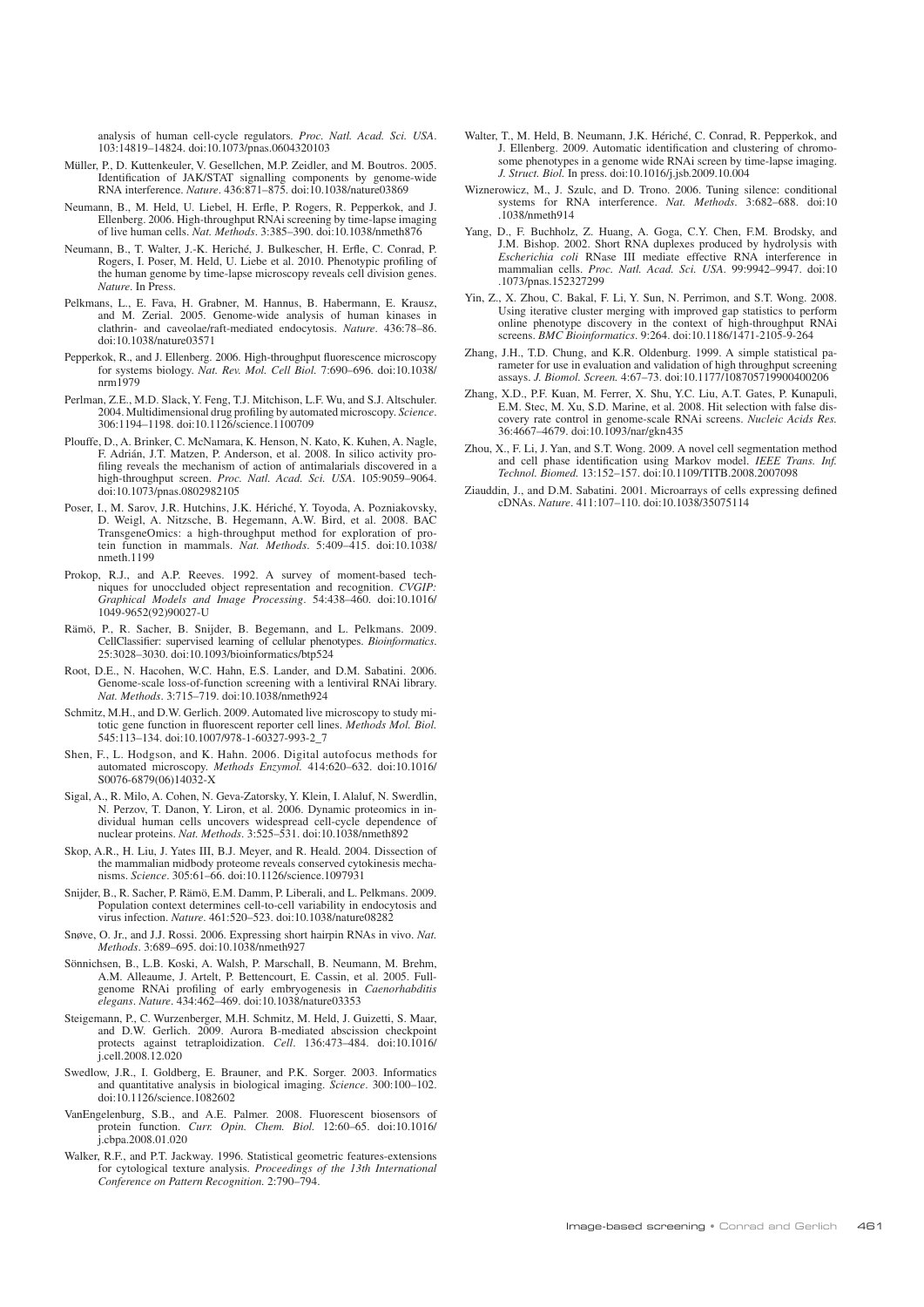analysis of human cell-cycle regulators. *Proc. Natl. Acad. Sci. USA*. 103:14819–14824. doi:10.1073/pnas.0604320103

Müller, P., D. Kuttenkeuler, V. Gesellchen, M.P. Zeidler, and M. Boutros. 2005. Identification of JAK/STAT signalling components by genome-wide RNA interference. *Nature*. 436:871–875. doi:10.1038/nature03869

Neumann, B., M. Held, U. Liebel, H. Erfle, P. Rogers, R. Pepperkok, and J. Ellenberg. 2006. High-throughput RNAi screening by time-lapse imaging of live human cells. *Nat. Methods*. 3:385–390. doi:10.1038/nmeth876

Neumann, B., T. Walter, J.-K. Heriché, J. Bulkescher, H. Erfle, C. Conrad, P. Rogers, I. Poser, M. Held, U. Liebe et al. 2010. Phenotypic profiling of the human genome by time-lapse microscopy reveals cell division genes. *Nature*. In Press.

Pelkmans, L., E. Fava, H. Grabner, M. Hannus, B. Habermann, E. Krausz, and M. Zerial. 2005. Genome-wide analysis of human kinases in clathrin- and caveolae/raft-mediated endocytosis. *Nature*. 436:78–86. doi:10.1038/nature03571

Pepperkok, R., and J. Ellenberg. 2006. High-throughput fluorescence microscopy for systems biology. *Nat. Rev. Mol. Cell Biol*. 7:690–696. doi:10.1038/nrm1979

Perlman, Z.E., M.D. Slack, Y. Feng, T.J. Mitchison, L.F. Wu, and S.J. Altschuler. 2004. Multidimensional drug profiling by automated microscopy. *Science*. 306:1194–1198. doi:10.1126/science.1100709

Plouffe, D., A. Brinker, C. McNamara, K. Henson, N. Kato, K. Kuhen, A. Nagle, F. Adrián, J.T. Matzen, P. Anderson, et al. 2008. In silico activity profiling reveals the mechanism of action of antimalarials discovered in a high-throughput screen. *Proc. Natl. Acad. Sci. USA*. 105:9059–9064. doi:10.1073/pnas.0802982105

Poser, I., M. Sarov, J.R. Hutchins, J.K. Hériché, Y. Toyoda, A. Pozniakovsky, D. Weigl, A. Nitzsche, B. Hegemann, A.W. Bird, et al. 2008. BAC TransgeneOmics: a high-throughput method for exploration of protein function in mammals. *Nat. Methods*. 5:409–415. doi:10.1038/nmeth.1199

Prokop, R.J., and A.P. Reeves. 1992. A survey of moment-based techniques for unoccluded object representation and recognition. *CVGIP: Graphical Models and Image Processing*. 54:438–460. doi:10.1016/1049-9652(92)90027-U

Rämö, P., R. Sacher, B. Snijder, B. Begemann, and L. Pelkmans. 2009. CellClassifier: supervised learning of cellular phenotypes. *Bioinformatics*. 25:3028–3030. doi:10.1093/bioinformatics/btp524

Root, D.E., N. Hacohen, W.C. Hahn, E.S. Lander, and D.M. Sabatini. 2006. Genome-scale loss-of-function screening with a lentiviral RNAi library. *Nat. Methods*. 3:715–719. doi:10.1038/nmeth924

Schmitz, M.H., and D.W. Gerlich. 2009. Automated live microscopy to study mitotic gene function in fluorescent reporter cell lines. *Methods Mol. Biol.* 545:113–134. doi:10.1007/978-1-60327-993-2_7

Shen, F., L. Hodgson, and K. Hahn. 2006. Digital autofocus methods for automated microscopy. *Methods Enzymol.* 414:620–632. doi:10.1016/S0076-6879(06)14032-X

Sigal, A., R. Milo, A. Cohen, N. Geva-Zatorsky, Y. Klein, I. Alaluf, N. Swerdlin, N. Perzov, T. Danon, Y. Liron, et al. 2006. Dynamic proteomics in individual human cells uncovers widespread cell-cycle dependence of nuclear proteins. *Nat. Methods*. 3:525–531. doi:10.1038/nmeth892

Skop, A.R., H. Liu, J. Yates III, B.J. Meyer, and R. Heald. 2004. Dissection of the mammalian midbody proteome reveals conserved cytokinesis mechanisms. *Science*. 305:61–66. doi:10.1126/science.1097931

Snijder, B., R. Sacher, P. Rämö, E.M. Damm, P. Liberali, and L. Pelkmans. 2009. Population context determines cell-to-cell variability in endocytosis and virus infection. *Nature*. 461:520–523. doi:10.1038/nature08282

Snøve, O. Jr., and J.J. Rossi. 2006. Expressing short hairpin RNAs in vivo. *Nat. Methods*. 3:689–695. doi:10.1038/nmeth927

Sönnichsen, B., L.B. Koski, A. Walsh, P. Marschall, B. Neumann, M. Brehm, A.M. Alleaume, J. Artelt, P. Bettencourt, E. Cassin, et al. 2005. Full-genome RNAi profiling of early embryogenesis in *Caenorhabditis elegans*. *Nature*. 434:462–469. doi:10.1038/nature03353

Steigemann, P., C. Wurzenberger, M.H. Schmitz, M. Held, J. Guizetti, S. Maar, and D.W. Gerlich. 2009. Aurora B-mediated abscission checkpoint protects against tetraploidization. *Cell*. 136:473–484. doi:10.1016/j.cell.2008.12.020

Swedlow, J.R., I. Goldberg, E. Brauner, and P.K. Sorger. 2003. Informatics and quantitative analysis in biological imaging. *Science*. 300:100–102. doi:10.1126/science.1082602

VanEngelenburg, S.B., and A.E. Palmer. 2008. Fluorescent biosensors of protein function. *Curr. Opin. Chem. Biol.* 12:60–65. doi:10.1016/j.cbpa.2008.01.020

Walker, R.F., and P.T. Jackway. 1996. Statistical geometric features-extensions for cytological texture analysis. *Proceedings of the 13th International Conference on Pattern Recognition*. 2:790–794.

Walter, T., M. Held, B. Neumann, J.K. Hériché, C. Conrad, R. Pepperkok, and J. Ellenberg. 2009. Automatic identification and clustering of chromosome phenotypes in a genome wide RNAi screen by time-lapse imaging. *J. Struct. Biol.* In press. doi:10.1016/j.jsb.2009.10.004

Wiznerowicz, M., J. Szulc, and D. Trono. 2006. Tuning silence: conditional systems for RNA interference. *Nat. Methods*. 3:682–688. doi:10.1038/nmeth914

Yang, D., F. Buchholz, Z. Huang, A. Goga, C.Y. Chen, F.M. Brodsky, and J.M. Bishop. 2002. Short RNA duplexes produced by hydrolysis with *Escherichia coli* RNase III mediate effective RNA interference in mammalian cells. *Proc. Natl. Acad. Sci. USA*. 99:9942–9947. doi:10.1073/pnas.152327299

Yin, Z., X. Zhou, C. Bakal, F. Li, Y. Sun, N. Perrimon, and S.T. Wong. 2008. Using iterative cluster merging with improved gap statistics to perform online phenotype discovery in the context of high-throughput RNAi screens. *BMC Bioinformatics*. 9:264. doi:10.1186/1471-2105-9-264

Zhang, J.H., T.D. Chung, and K.R. Oldenburg. 1999. A simple statistical parameter for use in evaluation and validation of high throughput screening assays. *J. Biomol. Screen.* 4:67–73. doi:10.1177/108705719900400206

Zhang, X.D., P.F. Kuan, M. Ferrer, X. Shu, Y.C. Liu, A.T. Gates, P. Kunapuli, E.M. Stec, M. Xu, S.D. Marine, et al. 2008. Hit selection with false discovery rate control in genome-scale RNAi screens. *Nucleic Acids Res.* 36:4667–4679. doi:10.1093/nar/gkn435

Zhou, X., F. Li, J. Yan, and S.T. Wong. 2009. A novel cell segmentation method and cell phase identification using Markov model. *IEEE Trans. Inf. Technol. Biomed.* 13:152–157. doi:10.1109/TITB.2008.2007098

Ziauddin, J., and D.M. Sabatini. 2001. Microarrays of cells expressing defined cDNAs. *Nature*. 411:107–110. doi:10.1038/35075114